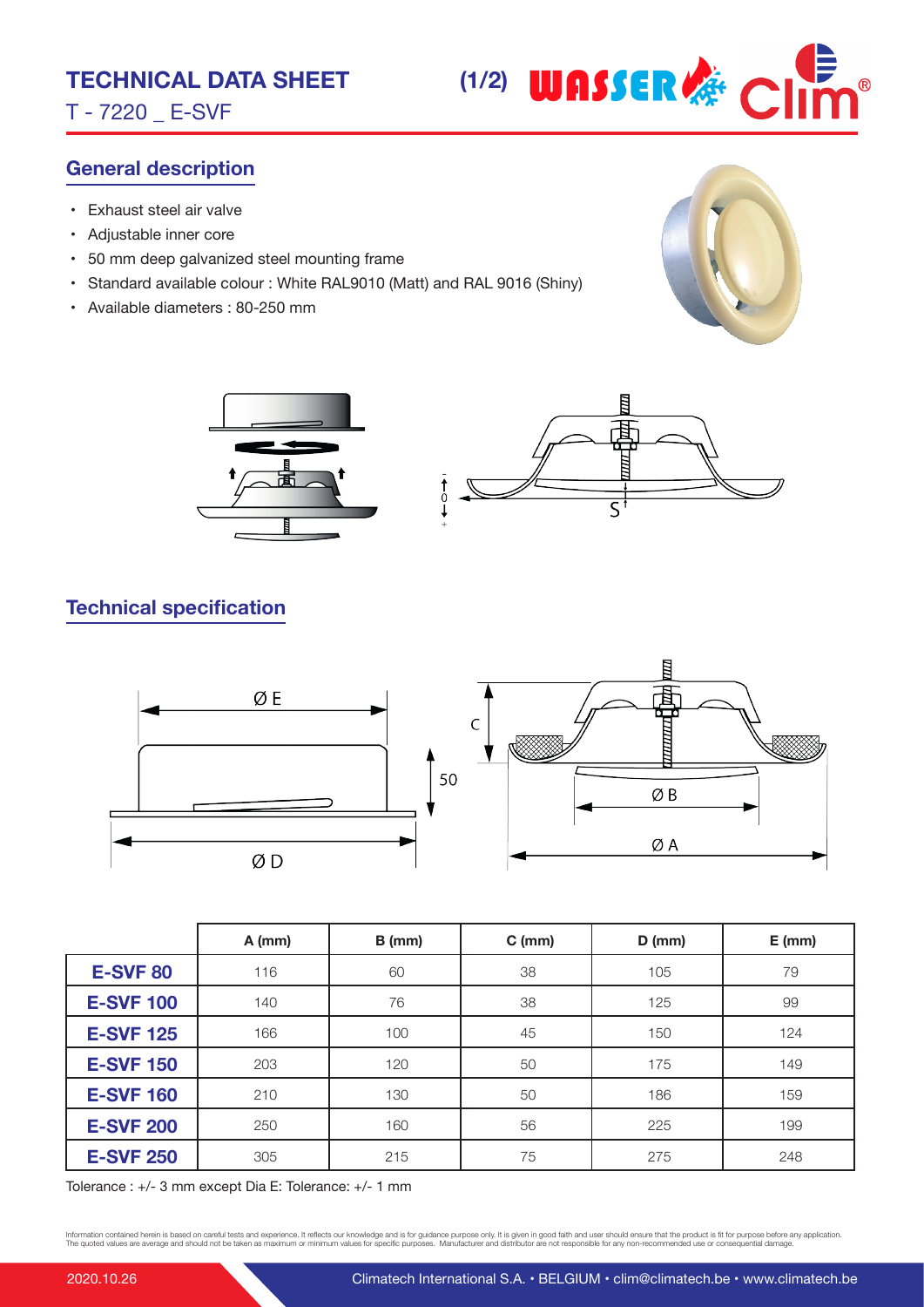# TECHNICAL DATA SHEET

T - 7220 _ E-SVF

## General description

- Exhaust steel air valve
- Adjustable inner core
- 50 mm deep galvanized steel mounting frame
- Standard available colour : White RAL9010 (Matt) and RAL 9016 (Shiny)
- Available diameters : 80-250 mm

## Technical specification

| | A (mm) | B (mm) | C (mm) | D (mm) | E (mm) |
|---|---|---|---|---|---|
| **E-SVF 80** | 116 | 60 | 38 | 105 | 79 |
| **E-SVF 100** | 140 | 76 | 38 | 125 | 99 |
| **E-SVF 125** | 166 | 100 | 45 | 150 | 124 |
| **E-SVF 150** | 203 | 120 | 50 | 175 | 149 |
| **E-SVF 160** | 210 | 130 | 50 | 186 | 159 |
| **E-SVF 200** | 250 | 160 | 56 | 225 | 199 |
| **E-SVF 250** | 305 | 215 | 75 | 275 | 248 |

Tolerance : +/- 3 mm except Dia E: Tolerance: +/- 1 mm

Information contained herein is based on careful tests and experience. It reflects our knowledge and is for guidance purpose only. It is given in good faith and user should ensure that the product is fit for purpose before any application. The quoted values are average and should not be taken as maximum or minimum values for specific purposes. Manufacturer and distributor are not responsible for any non-recommended use or consequential damage.

2020.10.26 Climatech International S.A. • BELGIUM • clim@climatech.be • www.climatech.be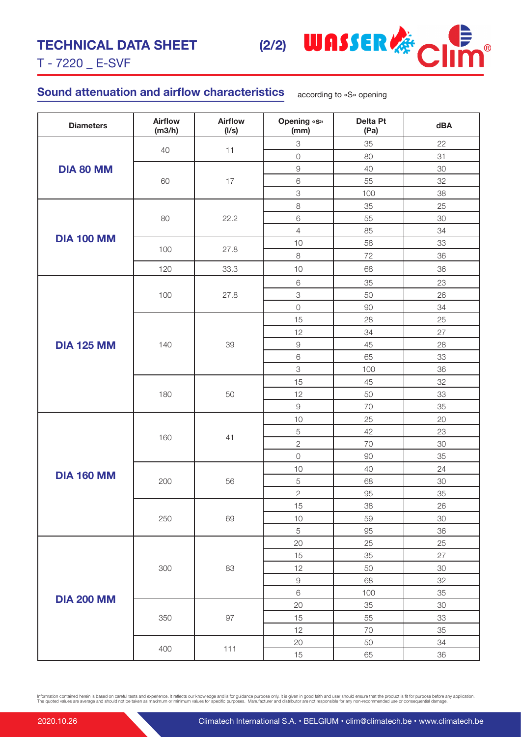# TECHNICAL DATA SHEET (2/2)

T - 7220 _ E-SVF

## Sound attenuation and airflow characteristics

according to «S» opening

| Diameters | Airflow (m3/h) | Airflow (l/s) | Opening «s» (mm) | Delta Pt (Pa) | dBA |
|---|---|---|---|---|---|
| **DIA 80 MM** | 40 | 11 | 3 | 35 | 22 |
| | | | 0 | 80 | 31 |
| | 60 | 17 | 9 | 40 | 30 |
| | | | 6 | 55 | 32 |
| | | | 3 | 100 | 38 |
| **DIA 100 MM** | 80 | 22.2 | 8 | 35 | 25 |
| | | | 6 | 55 | 30 |
| | | | 4 | 85 | 34 |
| | 100 | 27.8 | 10 | 58 | 33 |
| | | | 8 | 72 | 36 |
| | 120 | 33.3 | 10 | 68 | 36 |
| **DIA 125 MM** | 100 | 27.8 | 6 | 35 | 23 |
| | | | 3 | 50 | 26 |
| | | | 0 | 90 | 34 |
| | 140 | 39 | 15 | 28 | 25 |
| | | | 12 | 34 | 27 |
| | | | 9 | 45 | 28 |
| | | | 6 | 65 | 33 |
| | | | 3 | 100 | 36 |
| | 180 | 50 | 15 | 45 | 32 |
| | | | 12 | 50 | 33 |
| | | | 9 | 70 | 35 |
| **DIA 160 MM** | 160 | 41 | 10 | 25 | 20 |
| | | | 5 | 42 | 23 |
| | | | 2 | 70 | 30 |
| | | | 0 | 90 | 35 |
| | 200 | 56 | 10 | 40 | 24 |
| | | | 5 | 68 | 30 |
| | | | 2 | 95 | 35 |
| | 250 | 69 | 15 | 38 | 26 |
| | | | 10 | 59 | 30 |
| | | | 5 | 95 | 36 |
| **DIA 200 MM** | 300 | 83 | 20 | 25 | 25 |
| | | | 15 | 35 | 27 |
| | | | 12 | 50 | 30 |
| | | | 9 | 68 | 32 |
| | | | 6 | 100 | 35 |
| | 350 | 97 | 20 | 35 | 30 |
| | | | 15 | 55 | 33 |
| | | | 12 | 70 | 35 |
| | 400 | 111 | 20 | 50 | 34 |
| | | | 15 | 65 | 36 |

Information contained herein is based on careful tests and experience. It reflects our knowledge and is for guidance purpose only. It is given in good faith and user should ensure that the product is fit for purpose before any application. The quoted values are average and should not be taken as maximum or minimum values for specific purposes. Manufacturer and distributor are not responsible for any non-recommended use or consequential damage.

2020.10.26

Climatech International S.A. • BELGIUM • clim@climatech.be • www.climatech.be